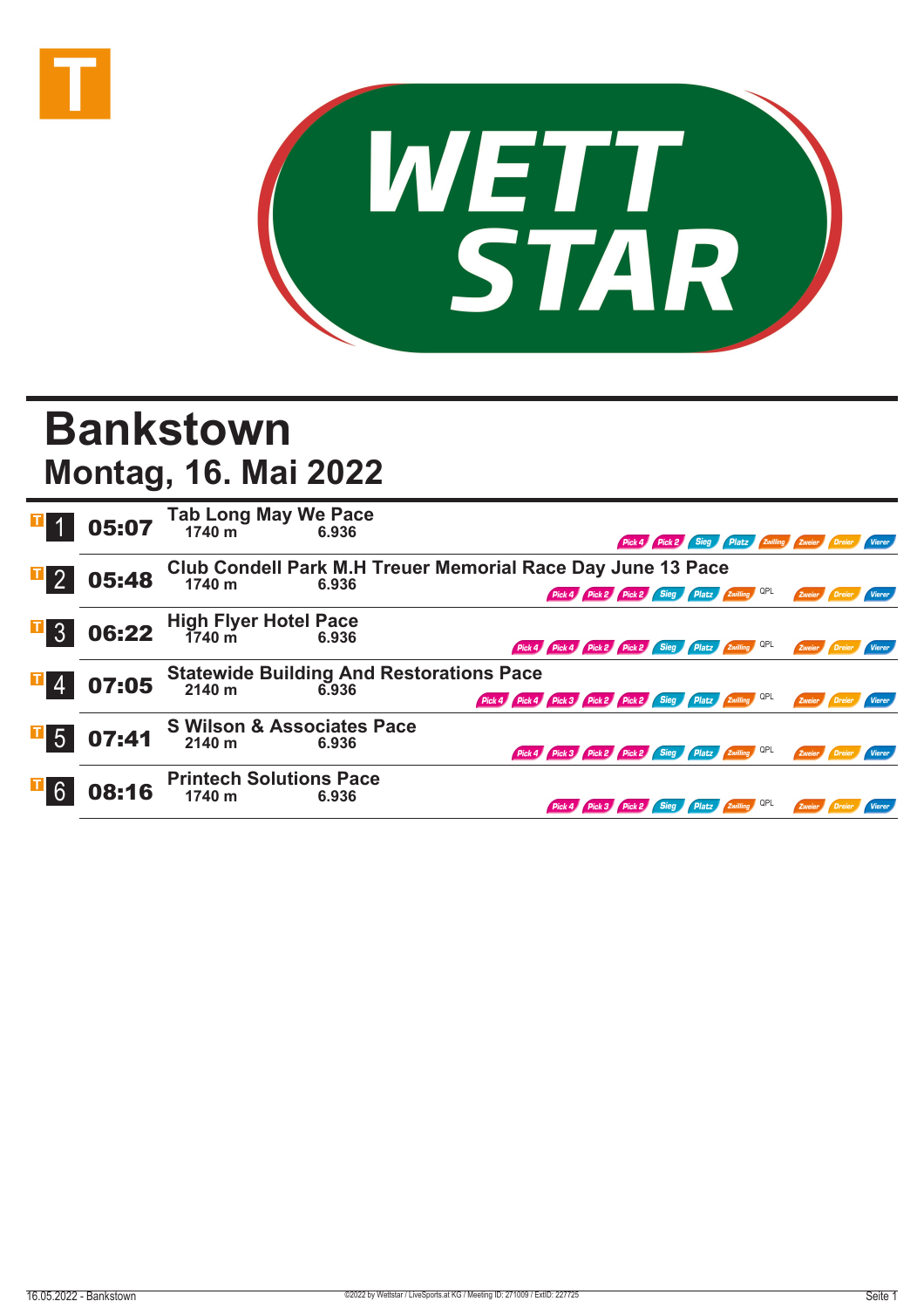# Bankstown

## Montag, 16. Mai 2022

| Rennen | Zeit | Rennen / Distanz | Preisgeld | Wetten |
|---|---|---|---|---|
| 1 | 05:07 | Tab Long May We Pace 1740 m | 6.936 | Pick 4, Pick 2, Sieg, Platz, Zwilling, Zweier, Dreier, Vierer |
| 2 | 05:48 | Club Condell Park M.H Treuer Memorial Race Day June 13 Pace 1740 m | 6.936 | Pick 4, Pick 2, Pick 2, Sieg, Platz, Zwilling, QPL, Zweier, Dreier, Vierer |
| 3 | 06:22 | High Flyer Hotel Pace 1740 m | 6.936 | Pick 4, Pick 4, Pick 2, Pick 2, Sieg, Platz, Zwilling, QPL, Zweier, Dreier, Vierer |
| 4 | 07:05 | Statewide Building And Restorations Pace 2140 m | 6.936 | Pick 4, Pick 4, Pick 3, Pick 2, Pick 2, Sieg, Platz, Zwilling, QPL, Zweier, Dreier, Vierer |
| 5 | 07:41 | S Wilson & Associates Pace 2140 m | 6.936 | Pick 4, Pick 3, Pick 2, Pick 2, Sieg, Platz, Zwilling, QPL, Zweier, Dreier, Vierer |
| 6 | 08:16 | Printech Solutions Pace 1740 m | 6.936 | Pick 4, Pick 3, Pick 2, Sieg, Platz, Zwilling, QPL, Zweier, Dreier, Vierer |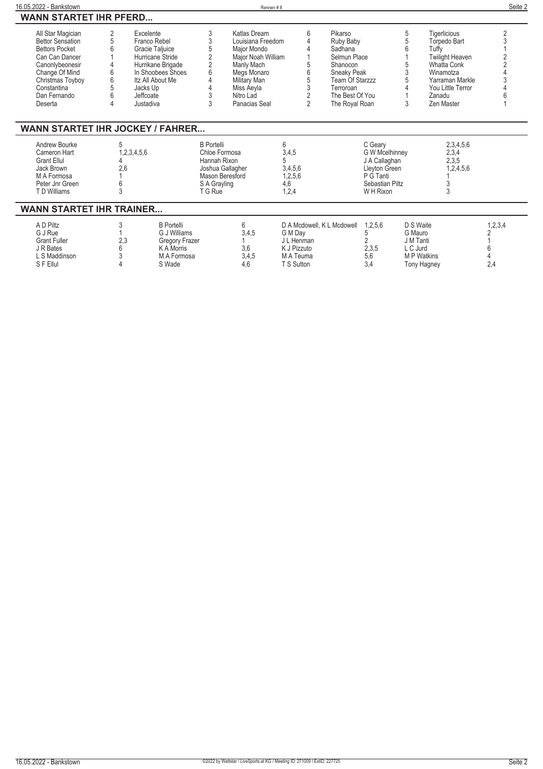## WANN STARTET IHR PFERD...

| Pferd | Rennen | Pferd | Rennen | Pferd | Rennen | Pferd | Rennen | Pferd | Rennen |
|---|---|---|---|---|---|---|---|---|---|
| All Star Magician | 2 | Excelente | 3 | Katlas Dream | 6 | Pikarso | 5 | Tigerlicious | 2 |
| Bettor Sensation | 5 | Franco Rebel | 3 | Louisiana Freedom | 4 | Ruby Baby | 5 | Torpedo Bart | 3 |
| Bettors Pocket | 6 | Gracie Taljuice | 5 | Major Mondo | 4 | Sadhana | 6 | Tuffy | 1 |
| Can Can Dancer | 1 | Hurricane Stride | 2 | Major Noah William | 1 | Selmun Place | 1 | Twilight Heaven | 2 |
| Canonlybeonesir | 4 | Hurrikane Brigade | 2 | Manly Mach | 5 | Shanocon | 5 | Whatta Conk | 2 |
| Change Of Mind | 6 | In Shoobees Shoes | 6 | Megs Monaro | 6 | Sneaky Peak | 3 | Winamotza | 4 |
| Christmas Toyboy | 6 | Itz All About Me | 4 | Military Man | 5 | Team Of Starzzz | 5 | Yarraman Markle | 3 |
| Constantina | 5 | Jacks Up | 4 | Miss Aeyla | 3 | Terroroan | 4 | You Little Terror | 4 |
| Dan Fernando | 6 | Jeffcoate | 3 | Nitro Lad | 2 | The Best Of You | 1 | Zanadu | 6 |
| Deserta | 4 | Justadiva | 3 | Panacias Seal | 2 | The Royal Roan | 3 | Zen Master | 1 |

## WANN STARTET IHR JOCKEY / FAHRER...

| Jockey / Fahrer | Rennen | Jockey / Fahrer | Rennen | Jockey / Fahrer | Rennen |
|---|---|---|---|---|---|
| Andrew Bourke | 5 | B Portelli | 6 | C Geary | 2,3,4,5,6 |
| Cameron Hart | 1,2,3,4,5,6 | Chloe Formosa | 3,4,5 | G W Mcelhinney | 2,3,4 |
| Grant Ellul | 4 | Hannah Rixon | 5 | J A Callaghan | 2,3,5 |
| Jack Brown | 2,6 | Joshua Gallagher | 3,4,5,6 | Lleyton Green | 1,2,4,5,6 |
| M A Formosa | 1 | Mason Beresford | 1,2,5,6 | P G Tanti | 1 |
| Peter Jnr Green | 6 | S A Grayling | 4,6 | Sebastian Piltz | 3 |
| T D Williams | 3 | T G Rue | 1,2,4 | W H Rixon | 3 |

## WANN STARTET IHR TRAINER...

| Trainer | Rennen | Trainer | Rennen | Trainer | Rennen | Trainer | Rennen |
|---|---|---|---|---|---|---|---|
| A D Piltz | 3 | B Portelli | 6 | D A Mcdowell, K L Mcdowell | 1,2,5,6 | D S Waite | 1,2,3,4 |
| G J Rue | 1 | G J Williams | 3,4,5 | G M Day | 5 | G Mauro | 2 |
| Grant Fuller | 2,3 | Gregory Frazer | 1 | J L Henman | 2 | J M Tanti | 1 |
| J R Bates | 6 | K A Morris | 3,6 | K J Pizzuto | 2,3,5 | L C Jurd | 6 |
| L S Maddinson | 3 | M A Formosa | 3,4,5 | M A Teuma | 5,6 | M P Watkins | 4 |
| S F Ellul | 4 | S Wade | 4,6 | T S Sutton | 3,4 | Tony Hagney | 2,4 |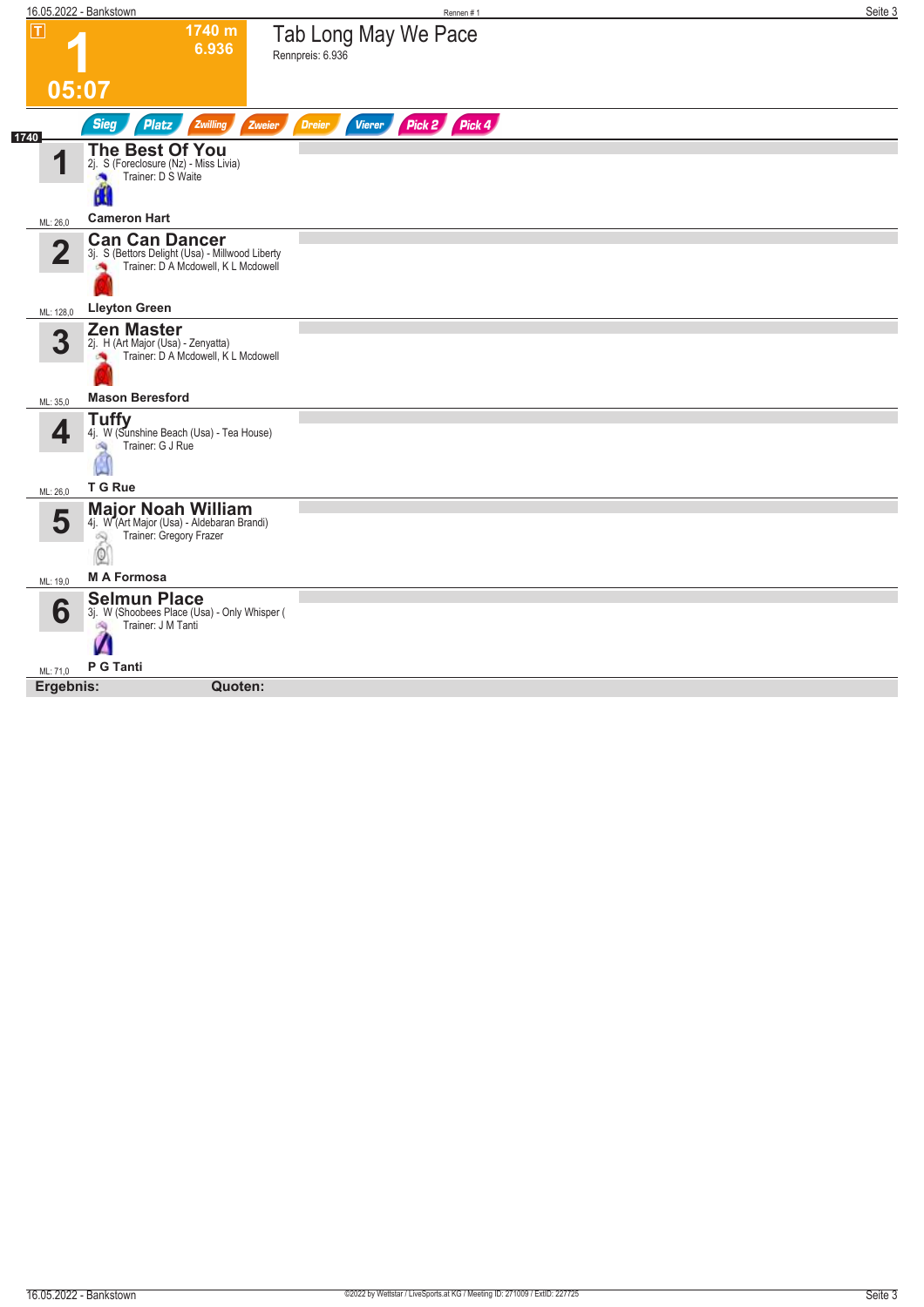T

# 1

1740 m
6.936

05:07

## Tab Long May We Pace

Rennpreis: 6.936

Sieg | Platz | Zwilling | Zweier | Dreier | Vierer | Pick 2 | Pick 4

1740

| Nr. | Pferd | ML |
|---|---|---|
| 1 | **The Best Of You**<br>2j. S (Foreclosure (Nz) - Miss Livia)<br>Trainer: D S Waite<br>**Cameron Hart** | ML: 26,0 |
| 2 | **Can Can Dancer**<br>3j. S (Bettors Delight (Usa) - Millwood Liberty<br>Trainer: D A Mcdowell, K L Mcdowell<br>**Lleyton Green** | ML: 128,0 |
| 3 | **Zen Master**<br>2j. H (Art Major (Usa) - Zenyatta)<br>Trainer: D A Mcdowell, K L Mcdowell<br>**Mason Beresford** | ML: 35,0 |
| 4 | **Tuffy**<br>4j. W (Sunshine Beach (Usa) - Tea House)<br>Trainer: G J Rue<br>**T G Rue** | ML: 26,0 |
| 5 | **Major Noah William**<br>4j. W (Art Major (Usa) - Aldebaran Brandi)<br>Trainer: Gregory Frazer<br>**M A Formosa** | ML: 19,0 |
| 6 | **Selmun Place**<br>3j. W (Shoobees Place (Usa) - Only Whisper (<br>Trainer: J M Tanti<br>**P G Tanti** | ML: 71,0 |

**Ergebnis:** **Quoten:**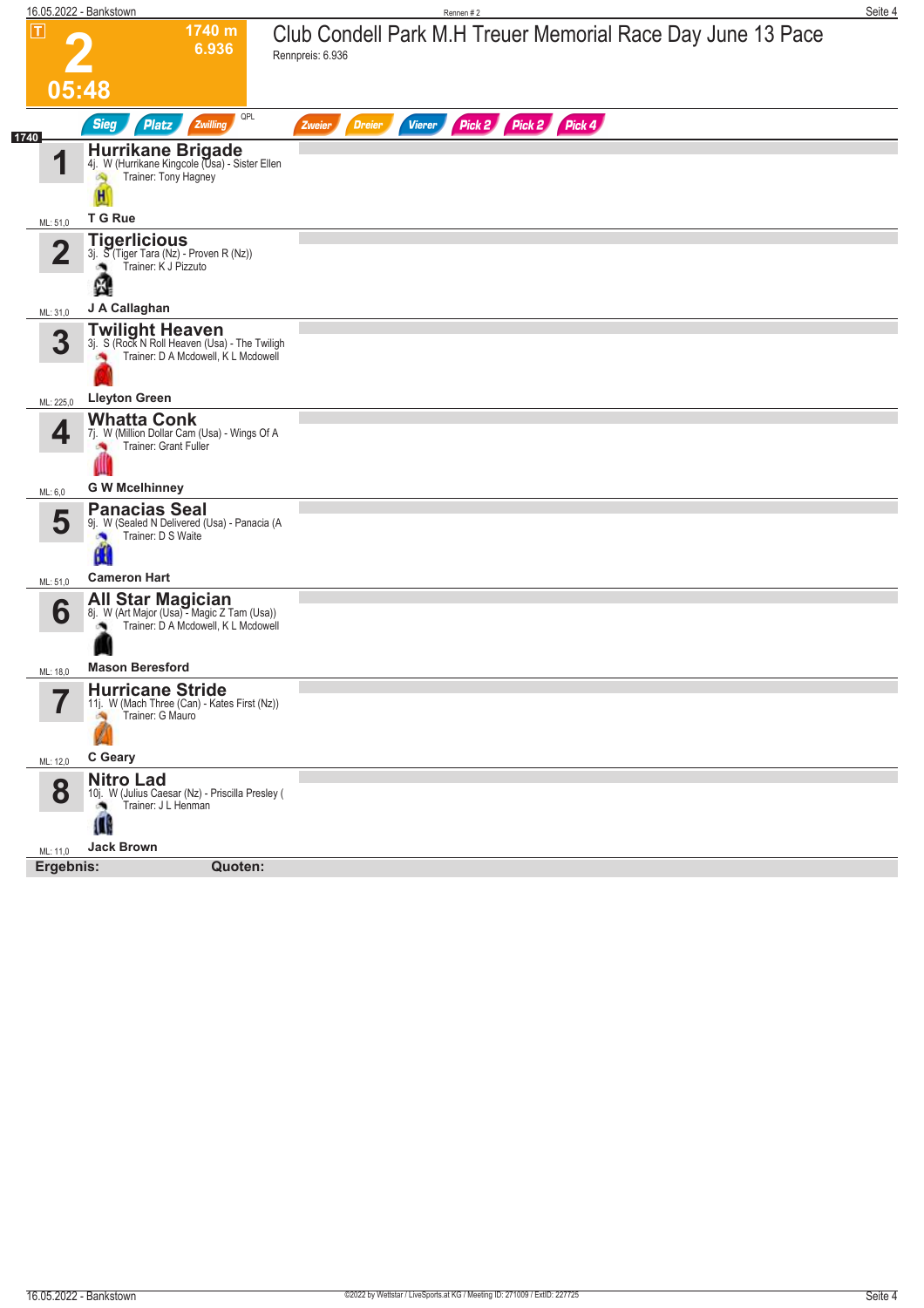# 2 — Club Condell Park M.H Treuer Memorial Race Day June 13 Pace

T

1740 m
6.936

05:48

Rennpreis: 6.936

Sieg | Platz | Zwilling | QPL | Zweier | Dreier | Vierer | Pick 2 | Pick 2 | Pick 4

1740

| Nr. | Pferd | Details | Fahrer | ML |
|---|---|---|---|---|
| 1 | **Hurrikane Brigade** | 4j. W (Hurrikane Kingcole (Usa) - Sister Ellen; Trainer: Tony Hagney | T G Rue | ML: 51,0 |
| 2 | **Tigerlicious** | 3j. S (Tiger Tara (Nz) - Proven R (Nz)); Trainer: K J Pizzuto | J A Callaghan | ML: 31,0 |
| 3 | **Twilight Heaven** | 3j. S (Rock N Roll Heaven (Usa) - The Twiligh; Trainer: D A Mcdowell, K L Mcdowell | Lleyton Green | ML: 225,0 |
| 4 | **Whatta Conk** | 7j. W (Million Dollar Cam (Usa) - Wings Of A; Trainer: Grant Fuller | G W Mcelhinney | ML: 6,0 |
| 5 | **Panacias Seal** | 9j. W (Sealed N Delivered (Usa) - Panacia (A; Trainer: D S Waite | Cameron Hart | ML: 51,0 |
| 6 | **All Star Magician** | 8j. W (Art Major (Usa) - Magic Z Tam (Usa)); Trainer: D A Mcdowell, K L Mcdowell | Mason Beresford | ML: 18,0 |
| 7 | **Hurricane Stride** | 11j. W (Mach Three (Can) - Kates First (Nz)); Trainer: G Mauro | C Geary | ML: 12,0 |
| 8 | **Nitro Lad** | 10j. W (Julius Caesar (Nz) - Priscilla Presley (; Trainer: J L Henman | Jack Brown | ML: 11,0 |

**Ergebnis:** **Quoten:**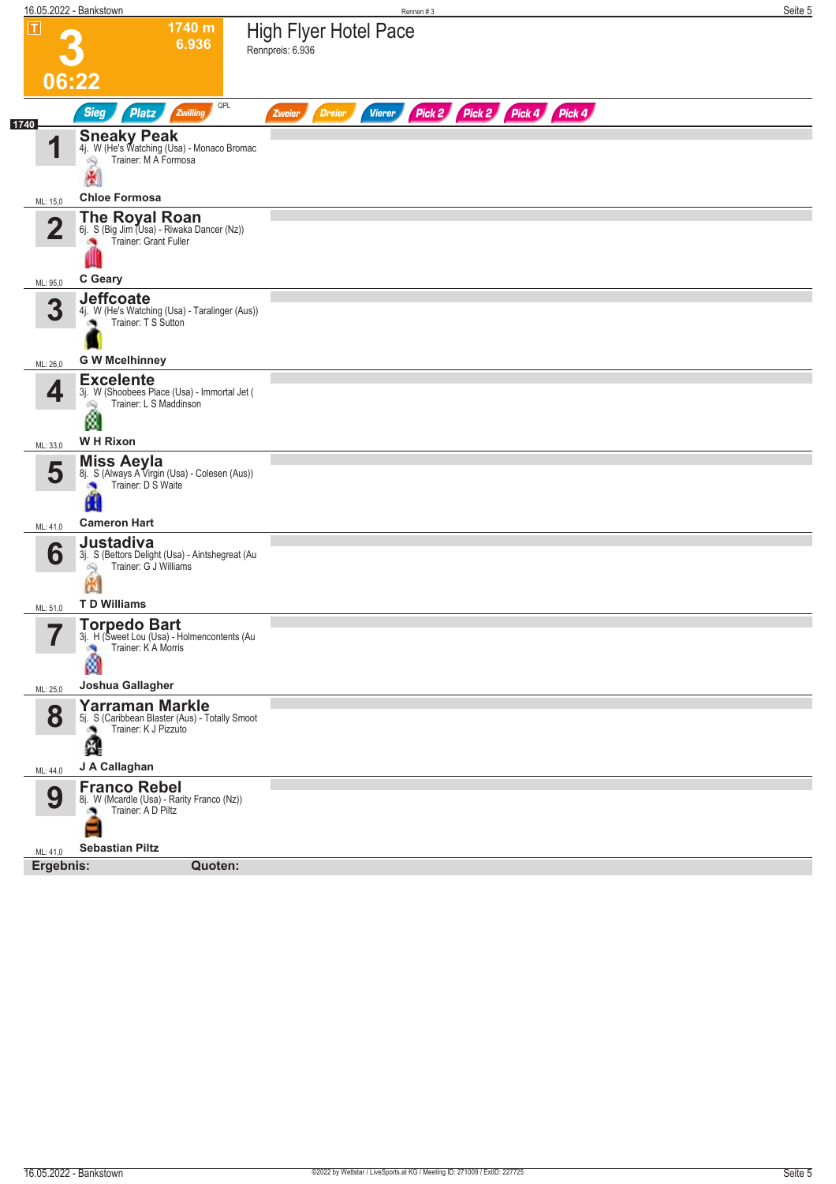# 3

**1740 m**
**6.936**

**06:22**

## High Flyer Hotel Pace

Rennpreis: 6.936

Sieg | Platz | Zwilling | QPL | Zweier | Dreier | Vierer | Pick 2 | Pick 2 | Pick 4 | Pick 4

**1740**

| Nr. | Pferd | ML |
|---|---|---|
| 1 | **Sneaky Peak**<br>4j. W (He's Watching (Usa) - Monaco Bromac<br>Trainer: M A Formosa<br>**Chloe Formosa** | ML: 15,0 |
| 2 | **The Royal Roan**<br>6j. S (Big Jim (Usa) - Riwaka Dancer (Nz))<br>Trainer: Grant Fuller<br>**C Geary** | ML: 95,0 |
| 3 | **Jeffcoate**<br>4j. W (He's Watching (Usa) - Taralinger (Aus))<br>Trainer: T S Sutton<br>**G W Mcelhinney** | ML: 26,0 |
| 4 | **Excelente**<br>3j. W (Shoobees Place (Usa) - Immortal Jet (<br>Trainer: L S Maddinson<br>**W H Rixon** | ML: 33,0 |
| 5 | **Miss Aeyla**<br>8j. S (Always A Virgin (Usa) - Colesen (Aus))<br>Trainer: D S Waite<br>**Cameron Hart** | ML: 41,0 |
| 6 | **Justadiva**<br>3j. S (Bettors Delight (Usa) - Aintshegreat (Au<br>Trainer: G J Williams<br>**T D Williams** | ML: 51,0 |
| 7 | **Torpedo Bart**<br>3j. H (Sweet Lou (Usa) - Holmencontents (Au<br>Trainer: K A Morris<br>**Joshua Gallagher** | ML: 25,0 |
| 8 | **Yarraman Markle**<br>5j. S (Caribbean Blaster (Aus) - Totally Smoot<br>Trainer: K J Pizzuto<br>**J A Callaghan** | ML: 44,0 |
| 9 | **Franco Rebel**<br>8j. W (Mcardle (Usa) - Rarity Franco (Nz))<br>Trainer: A D Piltz<br>**Sebastian Piltz** | ML: 41,0 |

**Ergebnis:** **Quoten:**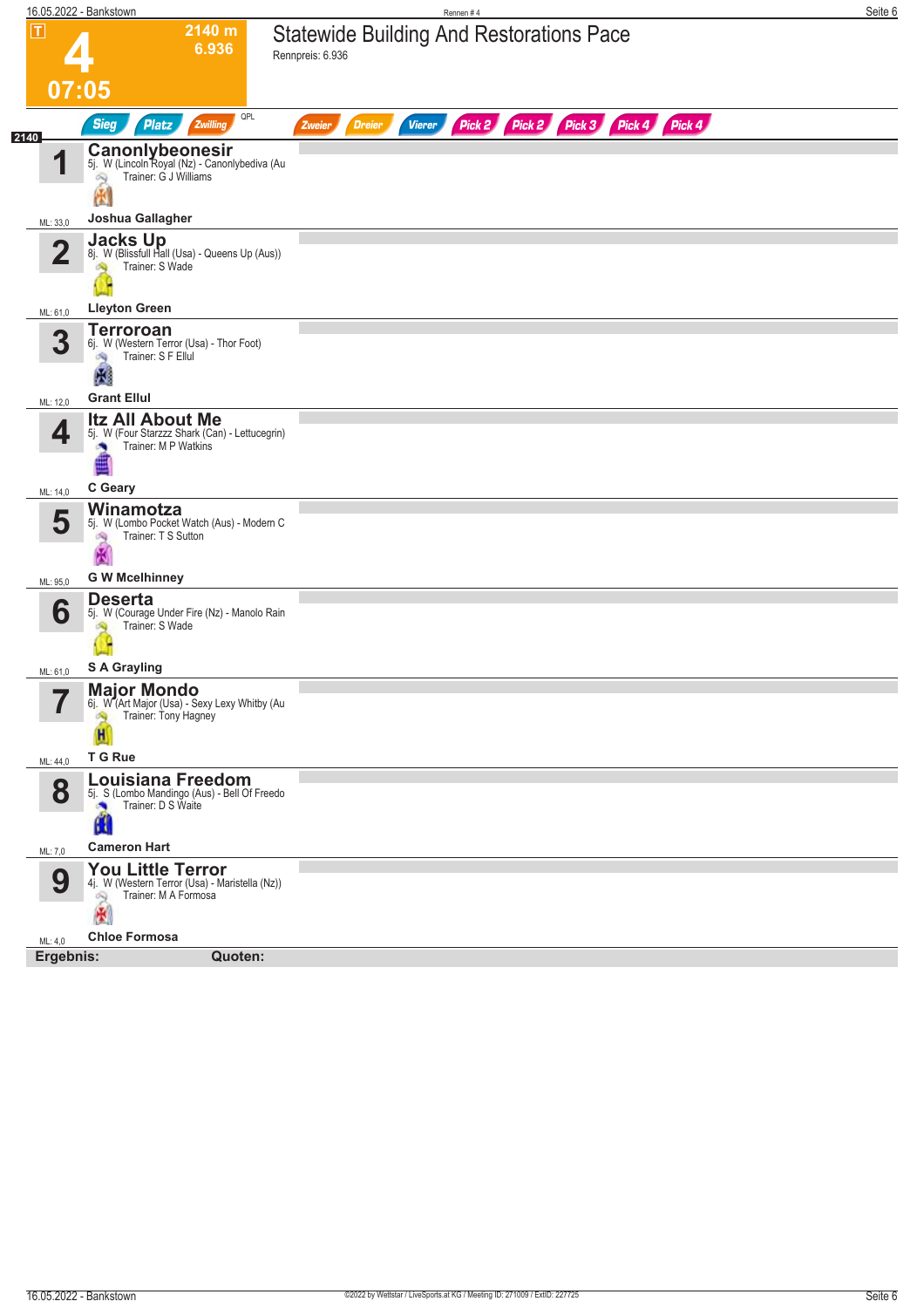# 4

**2140 m**
**6.936**

**07:05**

## Statewide Building And Restorations Pace

Rennpreis: 6.936

Sieg | Platz | Zwilling | QPL | Zweier | Dreier | Vierer | Pick 2 | Pick 2 | Pick 3 | Pick 4 | Pick 4

**2140**

| Nr. | Pferd | ML |
|---|---|---|
| 1 | **Canonlybeonesir**<br>5j. W (Lincoln Royal (Nz) - Canonlybediva (Au<br>Trainer: G J Williams<br>**Joshua Gallagher** | ML: 33,0 |
| 2 | **Jacks Up**<br>8j. W (Blissfull Hall (Usa) - Queens Up (Aus))<br>Trainer: S Wade<br>**Lleyton Green** | ML: 61,0 |
| 3 | **Terroroan**<br>6j. W (Western Terror (Usa) - Thor Foot)<br>Trainer: S F Ellul<br>**Grant Ellul** | ML: 12,0 |
| 4 | **Itz All About Me**<br>5j. W (Four Starzzz Shark (Can) - Lettucegrin)<br>Trainer: M P Watkins<br>**C Geary** | ML: 14,0 |
| 5 | **Winamotza**<br>5j. W (Lombo Pocket Watch (Aus) - Modern C<br>Trainer: T S Sutton<br>**G W Mcelhinney** | ML: 95,0 |
| 6 | **Deserta**<br>5j. W (Courage Under Fire (Nz) - Manolo Rain<br>Trainer: S Wade<br>**S A Grayling** | ML: 61,0 |
| 7 | **Major Mondo**<br>6j. W (Art Major (Usa) - Sexy Lexy Whitby (Au<br>Trainer: Tony Hagney<br>**T G Rue** | ML: 44,0 |
| 8 | **Louisiana Freedom**<br>5j. S (Lombo Mandingo (Aus) - Bell Of Freedo<br>Trainer: D S Waite<br>**Cameron Hart** | ML: 7,0 |
| 9 | **You Little Terror**<br>4j. W (Western Terror (Usa) - Maristella (Nz))<br>Trainer: M A Formosa<br>**Chloe Formosa** | ML: 4,0 |

**Ergebnis:** **Quoten:**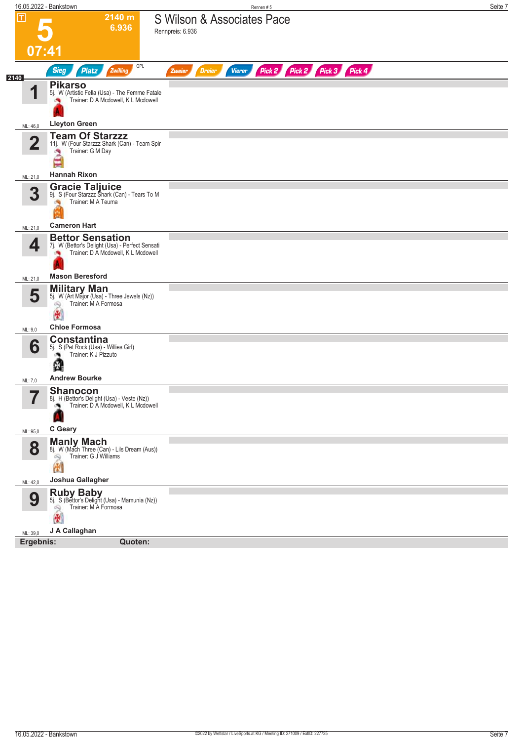# 5

**2140 m**
**6.936**

**07:41**

## S Wilson & Associates Pace

Rennpreis: 6.936

Sieg | Platz | Zwilling | QPL | Zweier | Dreier | Vierer | Pick 2 | Pick 2 | Pick 3 | Pick 4

**2140**

| Nr. | Pferd | ML |
|---|---|---|
| 1 | **Pikarso** 5j. W (Artistic Fella (Usa) - The Femme Fatale Trainer: D A Mcdowell, K L Mcdowell **Lleyton Green** | ML: 46,0 |
| 2 | **Team Of Starzzz** 11j. W (Four Starzzz Shark (Can) - Team Spir Trainer: G M Day **Hannah Rixon** | ML: 21,0 |
| 3 | **Gracie Taljuice** 9j. S (Four Starzzz Shark (Can) - Tears To M Trainer: M A Teuma **Cameron Hart** | ML: 21,0 |
| 4 | **Bettor Sensation** 7j. W (Bettor's Delight (Usa) - Perfect Sensati Trainer: D A Mcdowell, K L Mcdowell **Mason Beresford** | ML: 21,0 |
| 5 | **Military Man** 5j. W (Art Major (Usa) - Three Jewels (Nz)) Trainer: M A Formosa **Chloe Formosa** | ML: 9,0 |
| 6 | **Constantina** 5j. S (Pet Rock (Usa) - Willies Girl) Trainer: K J Pizzuto **Andrew Bourke** | ML: 7,0 |
| 7 | **Shanocon** 8j. H (Bettor's Delight (Usa) - Veste (Nz)) Trainer: D A Mcdowell, K L Mcdowell **C Geary** | ML: 95,0 |
| 8 | **Manly Mach** 8j. W (Mach Three (Can) - Lils Dream (Aus)) Trainer: G J Williams **Joshua Gallagher** | ML: 42,0 |
| 9 | **Ruby Baby** 5j. S (Bettor's Delight (Usa) - Mamunia (Nz)) Trainer: M A Formosa **J A Callaghan** | ML: 39,0 |

**Ergebnis:** **Quoten:**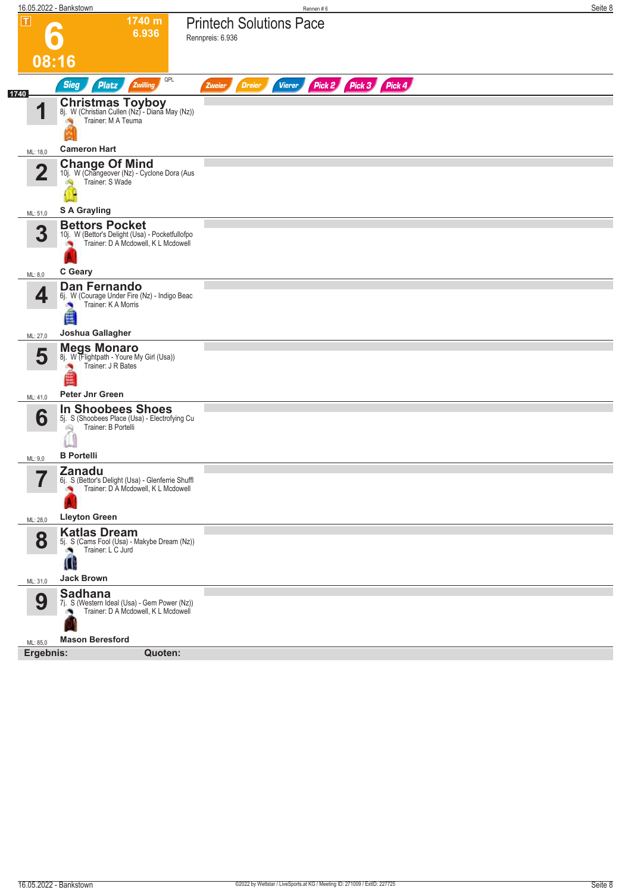# 6

1740 m
6.936

08:16

## Printech Solutions Pace

Rennpreis: 6.936

Sieg | Platz | Zwilling | QPL | Zweier | Dreier | Vierer | Pick 2 | Pick 3 | Pick 4

1740

| Nr. | Pferd | ML |
|---|---|---|
| 1 | **Christmas Toyboy**<br>8j. W (Christian Cullen (Nz) - Diana May (Nz))<br>Trainer: M A Teuma<br>**Cameron Hart** | ML: 18,0 |
| 2 | **Change Of Mind**<br>10j. W (Changeover (Nz) - Cyclone Dora (Aus<br>Trainer: S Wade<br>**S A Grayling** | ML: 51,0 |
| 3 | **Bettors Pocket**<br>10j. W (Bettor's Delight (Usa) - Pocketfullofpo<br>Trainer: D A Mcdowell, K L Mcdowell<br>**C Geary** | ML: 8,0 |
| 4 | **Dan Fernando**<br>6j. W (Courage Under Fire (Nz) - Indigo Beac<br>Trainer: K A Morris<br>**Joshua Gallagher** | ML: 27,0 |
| 5 | **Megs Monaro**<br>8j. W (Flightpath - Youre My Girl (Usa))<br>Trainer: J R Bates<br>**Peter Jnr Green** | ML: 41,0 |
| 6 | **In Shoobees Shoes**<br>5j. S (Shoobees Place (Usa) - Electrofying Cu<br>Trainer: B Portelli<br>**B Portelli** | ML: 9,0 |
| 7 | **Zanadu**<br>6j. S (Bettor's Delight (Usa) - Glenferrie Shuffl<br>Trainer: D A Mcdowell, K L Mcdowell<br>**Lleyton Green** | ML: 28,0 |
| 8 | **Katlas Dream**<br>5j. S (Cams Fool (Usa) - Makybe Dream (Nz))<br>Trainer: L C Jurd<br>**Jack Brown** | ML: 31,0 |
| 9 | **Sadhana**<br>7j. S (Western Ideal (Usa) - Gem Power (Nz))<br>Trainer: D A Mcdowell, K L Mcdowell<br>**Mason Beresford** | ML: 85,0 |

**Ergebnis:** **Quoten:**